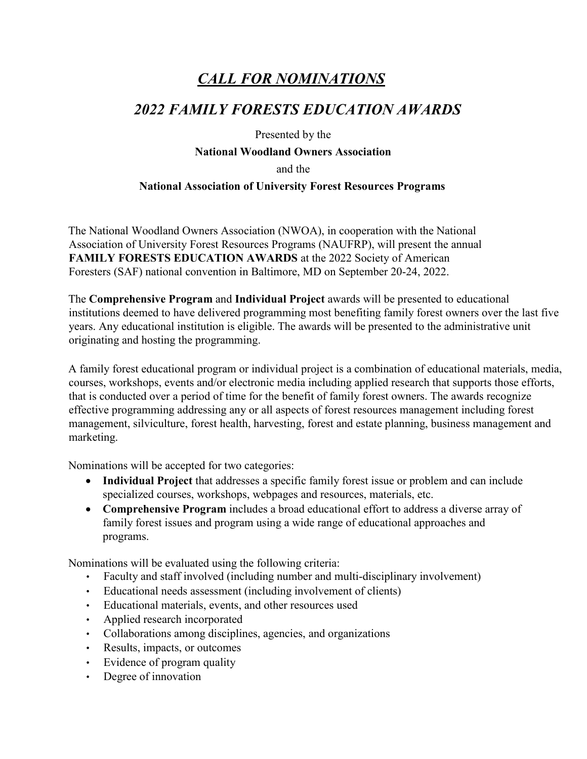# *CALL FOR NOMINATIONS*

## *2022 FAMILY FORESTS EDUCATION AWARDS*

Presented by the

**National Woodland Owners Association**

and the

**National Association of University Forest Resources Programs**

The National Woodland Owners Association (NWOA), in cooperation with the National Association of University Forest Resources Programs (NAUFRP), will present the annual **FAMILY FORESTS EDUCATION AWARDS** at the 2022 Society of American Foresters (SAF) national convention in Baltimore, MD on September 20-24, 2022.

The **Comprehensive Program** and **Individual Project** awards will be presented to educational institutions deemed to have delivered programming most benefiting family forest owners over the last five years. Any educational institution is eligible. The awards will be presented to the administrative unit originating and hosting the programming.

A family forest educational program or individual project is a combination of educational materials, media, courses, workshops, events and/or electronic media including applied research that supports those efforts, that is conducted over a period of time for the benefit of family forest owners. The awards recognize effective programming addressing any or all aspects of forest resources management including forest management, silviculture, forest health, harvesting, forest and estate planning, business management and marketing.

Nominations will be accepted for two categories:

- **Individual Project** that addresses a specific family forest issue or problem and can include specialized courses, workshops, webpages and resources, materials, etc.
- **Comprehensive Program** includes a broad educational effort to address a diverse array of family forest issues and program using a wide range of educational approaches and programs.

Nominations will be evaluated using the following criteria:

- Faculty and staff involved (including number and multi-disciplinary involvement)
- Educational needs assessment (including involvement of clients)
- Educational materials, events, and other resources used
- Applied research incorporated
- Collaborations among disciplines, agencies, and organizations
- Results, impacts, or outcomes
- Evidence of program quality
- Degree of innovation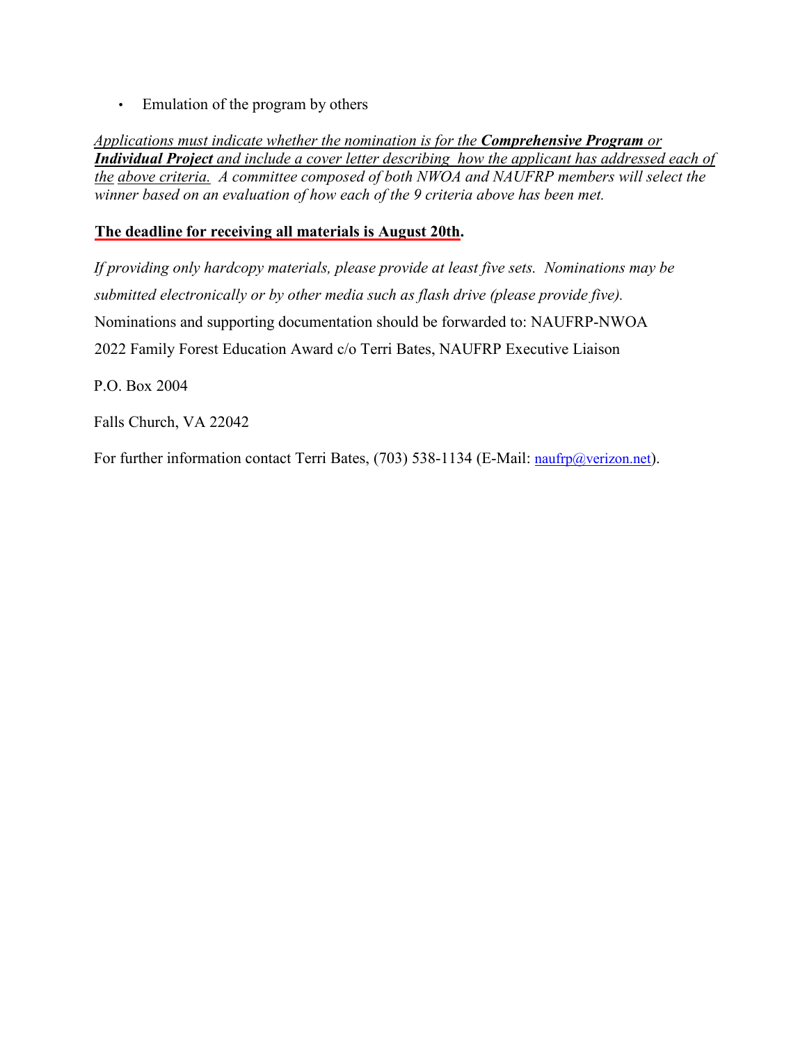- Emulation of the program by others

*Applications must indicate whether the nomination is for the **Comprehensive Program** or **Individual Project** and include a cover letter describing how the applicant has addressed each of the above criteria. A committee composed of both NWOA and NAUFRP members will select the winner based on an evaluation of how each of the 9 criteria above has been met.*

**The deadline for receiving all materials is August 20th.**

*If providing only hardcopy materials, please provide at least five sets. Nominations may be submitted electronically or by other media such as flash drive (please provide five).*

Nominations and supporting documentation should be forwarded to: NAUFRP-NWOA 2022 Family Forest Education Award c/o Terri Bates, NAUFRP Executive Liaison

P.O. Box 2004

Falls Church, VA 22042

For further information contact Terri Bates, (703) 538-1134 (E-Mail: naufrp@verizon.net).